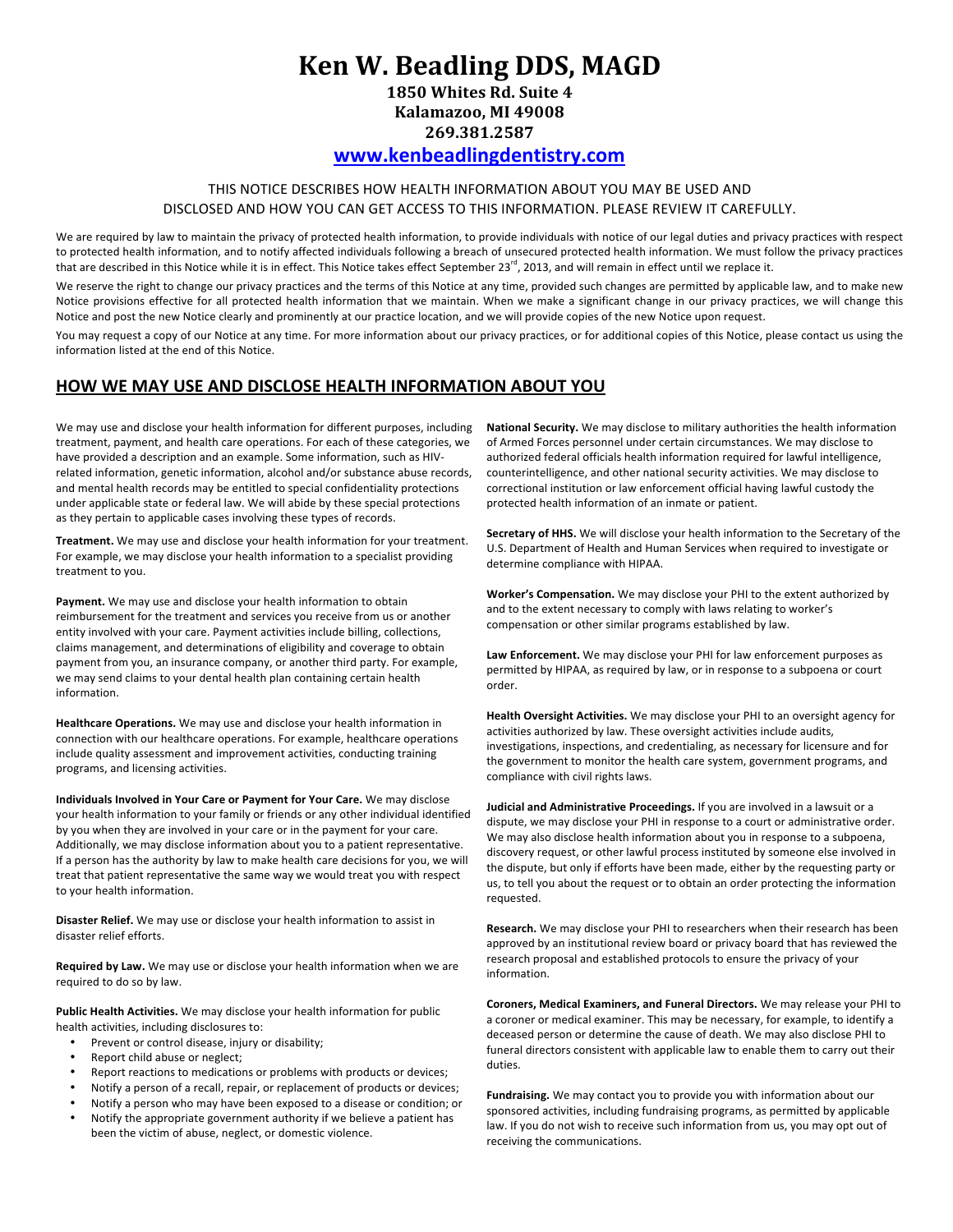# Ken W. Beadling DDS, MAGD

**1850 Whites Rd. Suite 4**
**Kalamazoo, MI 49008**
**269.381.2587**
**www.kenbeadlingdentistry.com**

THIS NOTICE DESCRIBES HOW HEALTH INFORMATION ABOUT YOU MAY BE USED AND DISCLOSED AND HOW YOU CAN GET ACCESS TO THIS INFORMATION. PLEASE REVIEW IT CAREFULLY.

We are required by law to maintain the privacy of protected health information, to provide individuals with notice of our legal duties and privacy practices with respect to protected health information, and to notify affected individuals following a breach of unsecured protected health information. We must follow the privacy practices that are described in this Notice while it is in effect. This Notice takes effect September 23rd, 2013, and will remain in effect until we replace it.

We reserve the right to change our privacy practices and the terms of this Notice at any time, provided such changes are permitted by applicable law, and to make new Notice provisions effective for all protected health information that we maintain. When we make a significant change in our privacy practices, we will change this Notice and post the new Notice clearly and prominently at our practice location, and we will provide copies of the new Notice upon request.

You may request a copy of our Notice at any time. For more information about our privacy practices, or for additional copies of this Notice, please contact us using the information listed at the end of this Notice.

## HOW WE MAY USE AND DISCLOSE HEALTH INFORMATION ABOUT YOU

We may use and disclose your health information for different purposes, including treatment, payment, and health care operations. For each of these categories, we have provided a description and an example. Some information, such as HIV-related information, genetic information, alcohol and/or substance abuse records, and mental health records may be entitled to special confidentiality protections under applicable state or federal law. We will abide by these special protections as they pertain to applicable cases involving these types of records.

**Treatment.** We may use and disclose your health information for your treatment. For example, we may disclose your health information to a specialist providing treatment to you.

**Payment.** We may use and disclose your health information to obtain reimbursement for the treatment and services you receive from us or another entity involved with your care. Payment activities include billing, collections, claims management, and determinations of eligibility and coverage to obtain payment from you, an insurance company, or another third party. For example, we may send claims to your dental health plan containing certain health information.

**Healthcare Operations.** We may use and disclose your health information in connection with our healthcare operations. For example, healthcare operations include quality assessment and improvement activities, conducting training programs, and licensing activities.

**Individuals Involved in Your Care or Payment for Your Care.** We may disclose your health information to your family or friends or any other individual identified by you when they are involved in your care or in the payment for your care. Additionally, we may disclose information about you to a patient representative. If a person has the authority by law to make health care decisions for you, we will treat that patient representative the same way we would treat you with respect to your health information.

**Disaster Relief.** We may use or disclose your health information to assist in disaster relief efforts.

**Required by Law.** We may use or disclose your health information when we are required to do so by law.

**Public Health Activities.** We may disclose your health information for public health activities, including disclosures to:

- Prevent or control disease, injury or disability;
- Report child abuse or neglect;
- Report reactions to medications or problems with products or devices;
- Notify a person of a recall, repair, or replacement of products or devices;
- Notify a person who may have been exposed to a disease or condition; or
- Notify the appropriate government authority if we believe a patient has been the victim of abuse, neglect, or domestic violence.

**National Security.** We may disclose to military authorities the health information of Armed Forces personnel under certain circumstances. We may disclose to authorized federal officials health information required for lawful intelligence, counterintelligence, and other national security activities. We may disclose to correctional institution or law enforcement official having lawful custody the protected health information of an inmate or patient.

**Secretary of HHS.** We will disclose your health information to the Secretary of the U.S. Department of Health and Human Services when required to investigate or determine compliance with HIPAA.

**Worker's Compensation.** We may disclose your PHI to the extent authorized by and to the extent necessary to comply with laws relating to worker's compensation or other similar programs established by law.

**Law Enforcement.** We may disclose your PHI for law enforcement purposes as permitted by HIPAA, as required by law, or in response to a subpoena or court order.

**Health Oversight Activities.** We may disclose your PHI to an oversight agency for activities authorized by law. These oversight activities include audits, investigations, inspections, and credentialing, as necessary for licensure and for the government to monitor the health care system, government programs, and compliance with civil rights laws.

**Judicial and Administrative Proceedings.** If you are involved in a lawsuit or a dispute, we may disclose your PHI in response to a court or administrative order. We may also disclose health information about you in response to a subpoena, discovery request, or other lawful process instituted by someone else involved in the dispute, but only if efforts have been made, either by the requesting party or us, to tell you about the request or to obtain an order protecting the information requested.

**Research.** We may disclose your PHI to researchers when their research has been approved by an institutional review board or privacy board that has reviewed the research proposal and established protocols to ensure the privacy of your information.

**Coroners, Medical Examiners, and Funeral Directors.** We may release your PHI to a coroner or medical examiner. This may be necessary, for example, to identify a deceased person or determine the cause of death. We may also disclose PHI to funeral directors consistent with applicable law to enable them to carry out their duties.

**Fundraising.** We may contact you to provide you with information about our sponsored activities, including fundraising programs, as permitted by applicable law. If you do not wish to receive such information from us, you may opt out of receiving the communications.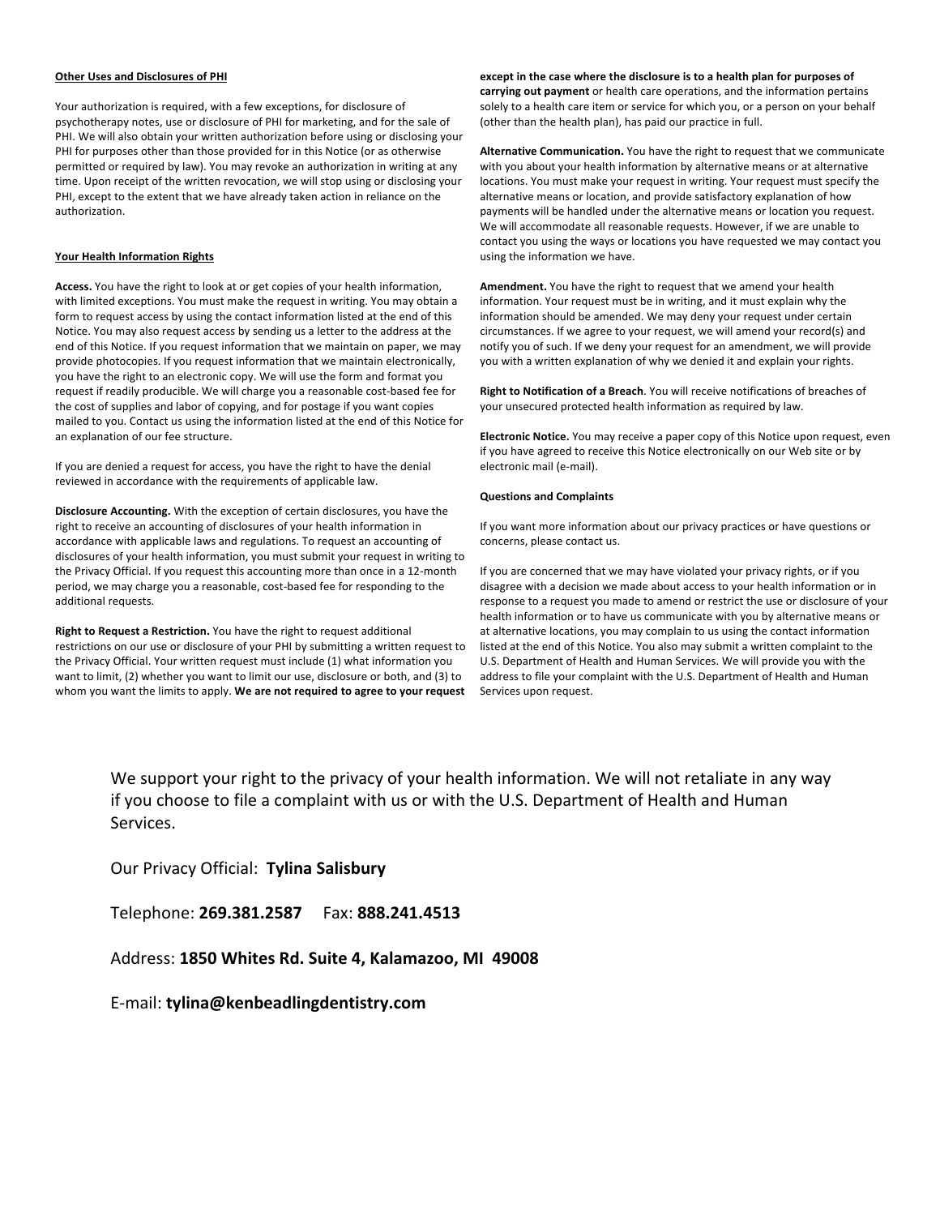**Other Uses and Disclosures of PHI**

Your authorization is required, with a few exceptions, for disclosure of psychotherapy notes, use or disclosure of PHI for marketing, and for the sale of PHI. We will also obtain your written authorization before using or disclosing your PHI for purposes other than those provided for in this Notice (or as otherwise permitted or required by law). You may revoke an authorization in writing at any time. Upon receipt of the written revocation, we will stop using or disclosing your PHI, except to the extent that we have already taken action in reliance on the authorization.

**Your Health Information Rights**

**Access.** You have the right to look at or get copies of your health information, with limited exceptions. You must make the request in writing. You may obtain a form to request access by using the contact information listed at the end of this Notice. You may also request access by sending us a letter to the address at the end of this Notice. If you request information that we maintain on paper, we may provide photocopies. If you request information that we maintain electronically, you have the right to an electronic copy. We will use the form and format you request if readily producible. We will charge you a reasonable cost-based fee for the cost of supplies and labor of copying, and for postage if you want copies mailed to you. Contact us using the information listed at the end of this Notice for an explanation of our fee structure.

If you are denied a request for access, you have the right to have the denial reviewed in accordance with the requirements of applicable law.

**Disclosure Accounting.** With the exception of certain disclosures, you have the right to receive an accounting of disclosures of your health information in accordance with applicable laws and regulations. To request an accounting of disclosures of your health information, you must submit your request in writing to the Privacy Official. If you request this accounting more than once in a 12-month period, we may charge you a reasonable, cost-based fee for responding to the additional requests.

**Right to Request a Restriction.** You have the right to request additional restrictions on our use or disclosure of your PHI by submitting a written request to the Privacy Official. Your written request must include (1) what information you want to limit, (2) whether you want to limit our use, disclosure or both, and (3) to whom you want the limits to apply. **We are not required to agree to your request except in the case where the disclosure is to a health plan for purposes of carrying out payment** or health care operations, and the information pertains solely to a health care item or service for which you, or a person on your behalf (other than the health plan), has paid our practice in full.

**Alternative Communication.** You have the right to request that we communicate with you about your health information by alternative means or at alternative locations. You must make your request in writing. Your request must specify the alternative means or location, and provide satisfactory explanation of how payments will be handled under the alternative means or location you request. We will accommodate all reasonable requests. However, if we are unable to contact you using the ways or locations you have requested we may contact you using the information we have.

**Amendment.** You have the right to request that we amend your health information. Your request must be in writing, and it must explain why the information should be amended. We may deny your request under certain circumstances. If we agree to your request, we will amend your record(s) and notify you of such. If we deny your request for an amendment, we will provide you with a written explanation of why we denied it and explain your rights.

**Right to Notification of a Breach**. You will receive notifications of breaches of your unsecured protected health information as required by law.

**Electronic Notice.** You may receive a paper copy of this Notice upon request, even if you have agreed to receive this Notice electronically on our Web site or by electronic mail (e-mail).

**Questions and Complaints**

If you want more information about our privacy practices or have questions or concerns, please contact us.

If you are concerned that we may have violated your privacy rights, or if you disagree with a decision we made about access to your health information or in response to a request you made to amend or restrict the use or disclosure of your health information or to have us communicate with you by alternative means or at alternative locations, you may complain to us using the contact information listed at the end of this Notice. You also may submit a written complaint to the U.S. Department of Health and Human Services. We will provide you with the address to file your complaint with the U.S. Department of Health and Human Services upon request.

We support your right to the privacy of your health information. We will not retaliate in any way if you choose to file a complaint with us or with the U.S. Department of Health and Human Services.

Our Privacy Official: **Tylina Salisbury**

Telephone: **269.381.2587** Fax: **888.241.4513**

Address: **1850 Whites Rd. Suite 4, Kalamazoo, MI 49008**

E-mail: **tylina@kenbeadlingdentistry.com**